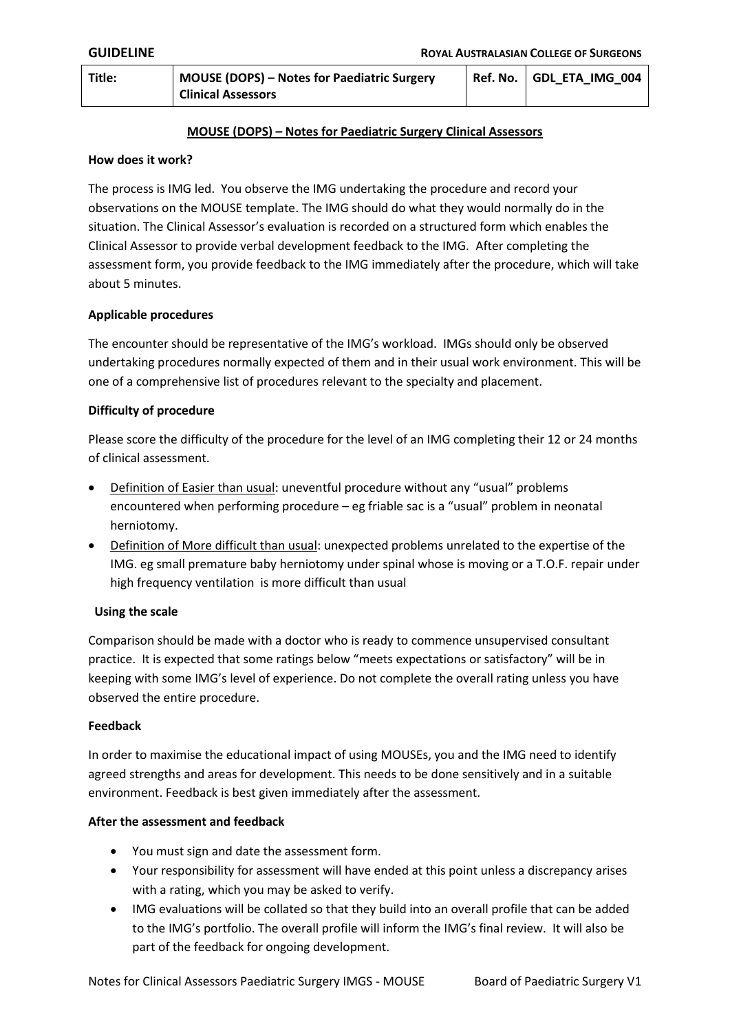**GUIDELINE** **ROYAL AUSTRALASIAN COLLEGE OF SURGEONS**

| Title: | MOUSE (DOPS) – Notes for Paediatric Surgery Clinical Assessors | Ref. No. | GDL_ETA_IMG_004 |
|---|---|---|---|

## MOUSE (DOPS) – Notes for Paediatric Surgery Clinical Assessors

### How does it work?

The process is IMG led. You observe the IMG undertaking the procedure and record your observations on the MOUSE template. The IMG should do what they would normally do in the situation. The Clinical Assessor's evaluation is recorded on a structured form which enables the Clinical Assessor to provide verbal development feedback to the IMG. After completing the assessment form, you provide feedback to the IMG immediately after the procedure, which will take about 5 minutes.

### Applicable procedures

The encounter should be representative of the IMG's workload. IMGs should only be observed undertaking procedures normally expected of them and in their usual work environment. This will be one of a comprehensive list of procedures relevant to the specialty and placement.

### Difficulty of procedure

Please score the difficulty of the procedure for the level of an IMG completing their 12 or 24 months of clinical assessment.

- Definition of Easier than usual: uneventful procedure without any "usual" problems encountered when performing procedure – eg friable sac is a "usual" problem in neonatal herniotomy.
- Definition of More difficult than usual: unexpected problems unrelated to the expertise of the IMG. eg small premature baby herniotomy under spinal whose is moving or a T.O.F. repair under high frequency ventilation is more difficult than usual

### Using the scale

Comparison should be made with a doctor who is ready to commence unsupervised consultant practice. It is expected that some ratings below "meets expectations or satisfactory" will be in keeping with some IMG's level of experience. Do not complete the overall rating unless you have observed the entire procedure.

### Feedback

In order to maximise the educational impact of using MOUSEs, you and the IMG need to identify agreed strengths and areas for development. This needs to be done sensitively and in a suitable environment. Feedback is best given immediately after the assessment.

### After the assessment and feedback

- You must sign and date the assessment form.
- Your responsibility for assessment will have ended at this point unless a discrepancy arises with a rating, which you may be asked to verify.
- IMG evaluations will be collated so that they build into an overall profile that can be added to the IMG's portfolio. The overall profile will inform the IMG's final review. It will also be part of the feedback for ongoing development.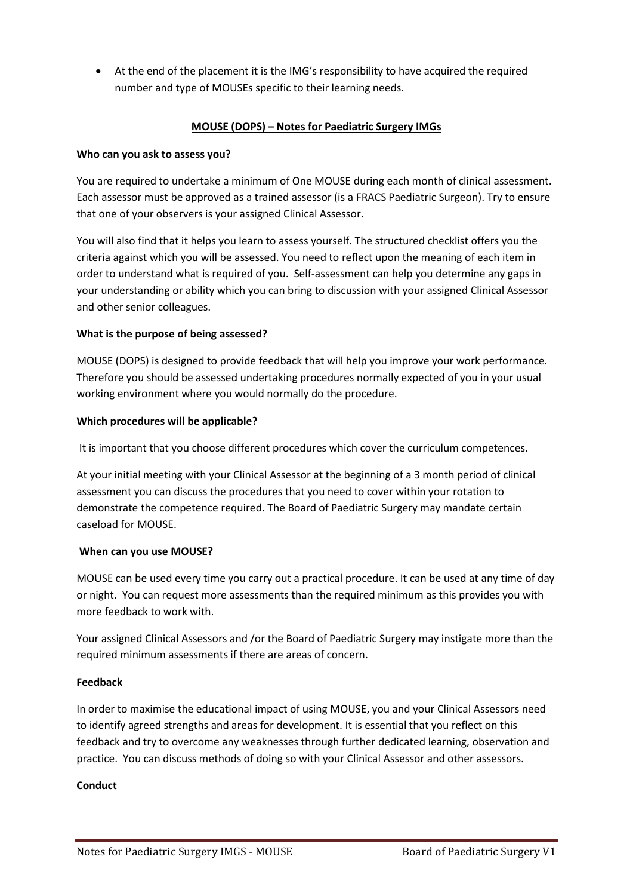- At the end of the placement it is the IMG's responsibility to have acquired the required number and type of MOUSEs specific to their learning needs.

## MOUSE (DOPS) – Notes for Paediatric Surgery IMGs

**Who can you ask to assess you?**

You are required to undertake a minimum of One MOUSE during each month of clinical assessment. Each assessor must be approved as a trained assessor (is a FRACS Paediatric Surgeon). Try to ensure that one of your observers is your assigned Clinical Assessor.

You will also find that it helps you learn to assess yourself. The structured checklist offers you the criteria against which you will be assessed. You need to reflect upon the meaning of each item in order to understand what is required of you. Self-assessment can help you determine any gaps in your understanding or ability which you can bring to discussion with your assigned Clinical Assessor and other senior colleagues.

**What is the purpose of being assessed?**

MOUSE (DOPS) is designed to provide feedback that will help you improve your work performance. Therefore you should be assessed undertaking procedures normally expected of you in your usual working environment where you would normally do the procedure.

**Which procedures will be applicable?**

It is important that you choose different procedures which cover the curriculum competences.

At your initial meeting with your Clinical Assessor at the beginning of a 3 month period of clinical assessment you can discuss the procedures that you need to cover within your rotation to demonstrate the competence required. The Board of Paediatric Surgery may mandate certain caseload for MOUSE.

**When can you use MOUSE?**

MOUSE can be used every time you carry out a practical procedure. It can be used at any time of day or night. You can request more assessments than the required minimum as this provides you with more feedback to work with.

Your assigned Clinical Assessors and /or the Board of Paediatric Surgery may instigate more than the required minimum assessments if there are areas of concern.

**Feedback**

In order to maximise the educational impact of using MOUSE, you and your Clinical Assessors need to identify agreed strengths and areas for development. It is essential that you reflect on this feedback and try to overcome any weaknesses through further dedicated learning, observation and practice. You can discuss methods of doing so with your Clinical Assessor and other assessors.

**Conduct**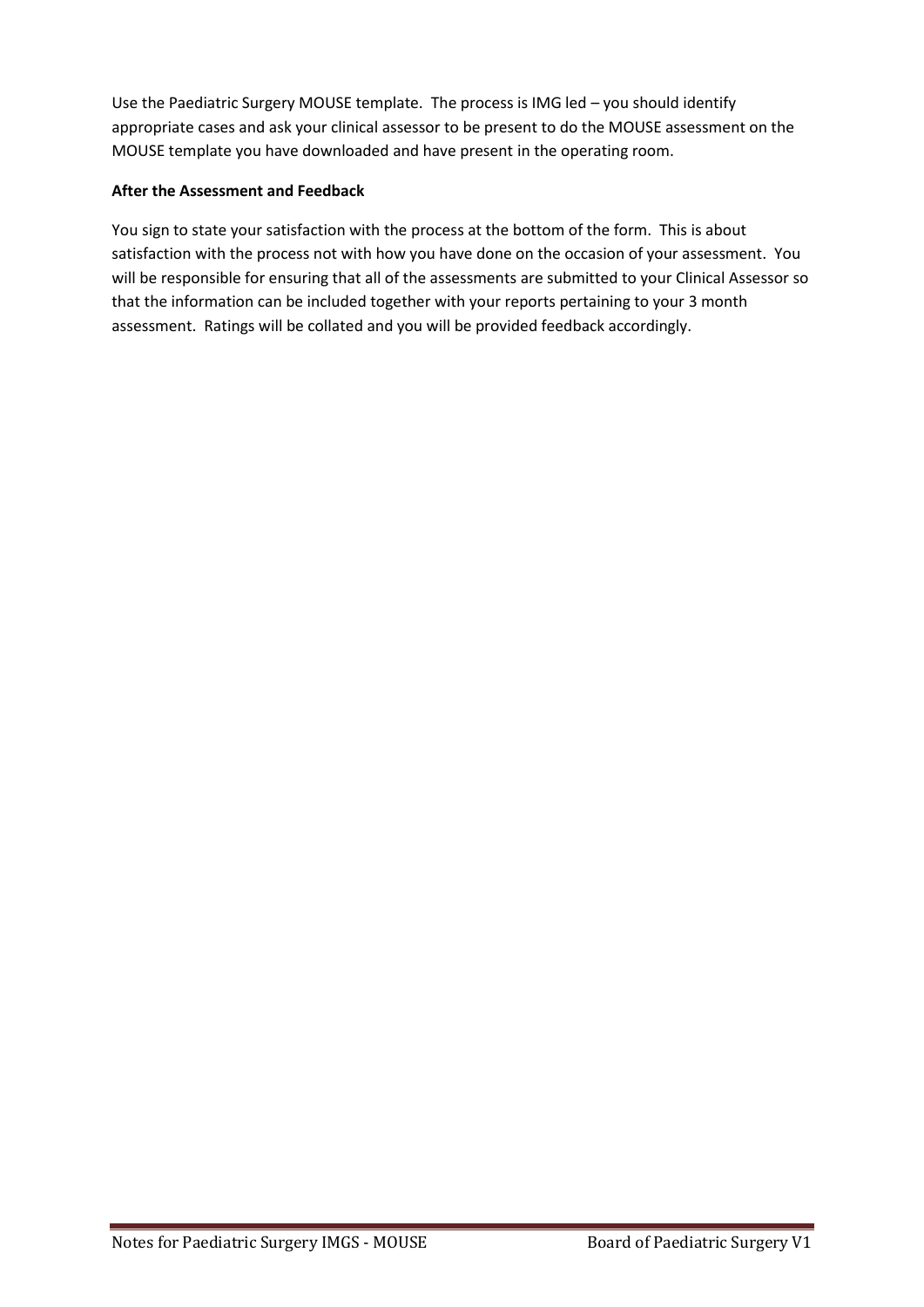Use the Paediatric Surgery MOUSE template. The process is IMG led – you should identify appropriate cases and ask your clinical assessor to be present to do the MOUSE assessment on the MOUSE template you have downloaded and have present in the operating room.

**After the Assessment and Feedback**

You sign to state your satisfaction with the process at the bottom of the form. This is about satisfaction with the process not with how you have done on the occasion of your assessment. You will be responsible for ensuring that all of the assessments are submitted to your Clinical Assessor so that the information can be included together with your reports pertaining to your 3 month assessment. Ratings will be collated and you will be provided feedback accordingly.